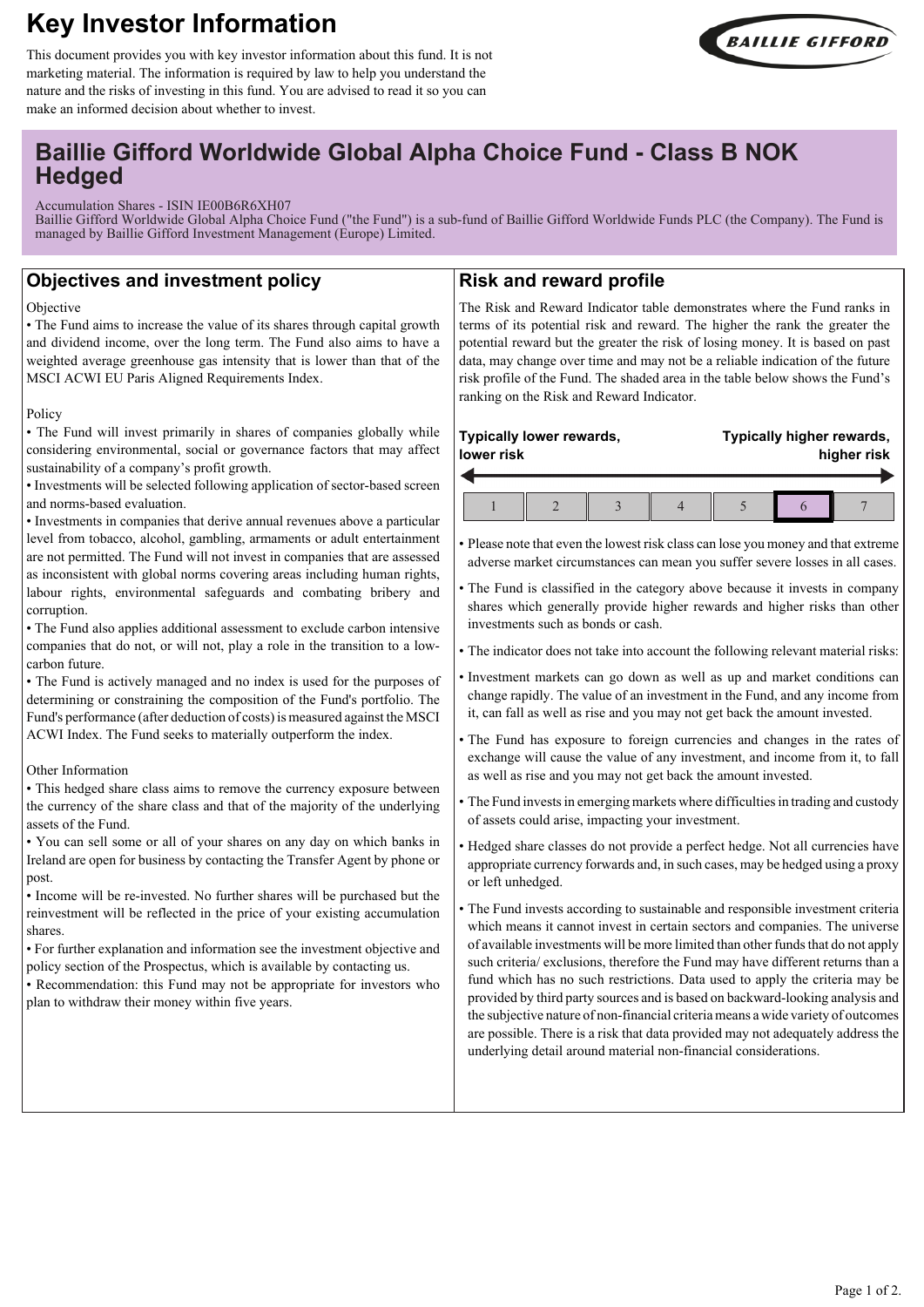# Key Investor Information

This document provides you with key investor information about this fund. It is not marketing material. The information is required by law to help you understand the nature and the risks of investing in this fund. You are advised to read it so you can make an informed decision about whether to invest.

BAILLIE GIFFORD

## Baillie Gifford Worldwide Global Alpha Choice Fund - Class B NOK Hedged

Accumulation Shares - ISIN IE00B6R6XH07

Baillie Gifford Worldwide Global Alpha Choice Fund ("the Fund") is a sub-fund of Baillie Gifford Worldwide Funds PLC (the Company). The Fund is managed by Baillie Gifford Investment Management (Europe) Limited.

## Objectives and investment policy

Objective

- The Fund aims to increase the value of its shares through capital growth and dividend income, over the long term. The Fund also aims to have a weighted average greenhouse gas intensity that is lower than that of the MSCI ACWI EU Paris Aligned Requirements Index.

Policy

- The Fund will invest primarily in shares of companies globally while considering environmental, social or governance factors that may affect sustainability of a company's profit growth.
- Investments will be selected following application of sector-based screen and norms-based evaluation.
- Investments in companies that derive annual revenues above a particular level from tobacco, alcohol, gambling, armaments or adult entertainment are not permitted. The Fund will not invest in companies that are assessed as inconsistent with global norms covering areas including human rights, labour rights, environmental safeguards and combating bribery and corruption.
- The Fund also applies additional assessment to exclude carbon intensive companies that do not, or will not, play a role in the transition to a low-carbon future.
- The Fund is actively managed and no index is used for the purposes of determining or constraining the composition of the Fund's portfolio. The Fund's performance (after deduction of costs) is measured against the MSCI ACWI Index. The Fund seeks to materially outperform the index.

Other Information

- This hedged share class aims to remove the currency exposure between the currency of the share class and that of the majority of the underlying assets of the Fund.
- You can sell some or all of your shares on any day on which banks in Ireland are open for business by contacting the Transfer Agent by phone or post.
- Income will be re-invested. No further shares will be purchased but the reinvestment will be reflected in the price of your existing accumulation shares.
- For further explanation and information see the investment objective and policy section of the Prospectus, which is available by contacting us.
- Recommendation: this Fund may not be appropriate for investors who plan to withdraw their money within five years.

## Risk and reward profile

The Risk and Reward Indicator table demonstrates where the Fund ranks in terms of its potential risk and reward. The higher the rank the greater the potential reward but the greater the risk of losing money. It is based on past data, may change over time and may not be a reliable indication of the future risk profile of the Fund. The shaded area in the table below shows the Fund's ranking on the Risk and Reward Indicator.

**Typically lower rewards, lower risk** ← → **Typically higher rewards, higher risk**

| 1 | 2 | 3 | 4 | 5 | **6** | 7 |
|---|---|---|---|---|---|---|

- Please note that even the lowest risk class can lose you money and that extreme adverse market circumstances can mean you suffer severe losses in all cases.
- The Fund is classified in the category above because it invests in company shares which generally provide higher rewards and higher risks than other investments such as bonds or cash.
- The indicator does not take into account the following relevant material risks:
- Investment markets can go down as well as up and market conditions can change rapidly. The value of an investment in the Fund, and any income from it, can fall as well as rise and you may not get back the amount invested.
- The Fund has exposure to foreign currencies and changes in the rates of exchange will cause the value of any investment, and income from it, to fall as well as rise and you may not get back the amount invested.
- The Fund invests in emerging markets where difficulties in trading and custody of assets could arise, impacting your investment.
- Hedged share classes do not provide a perfect hedge. Not all currencies have appropriate currency forwards and, in such cases, may be hedged using a proxy or left unhedged.
- The Fund invests according to sustainable and responsible investment criteria which means it cannot invest in certain sectors and companies. The universe of available investments will be more limited than other funds that do not apply such criteria/ exclusions, therefore the Fund may have different returns than a fund which has no such restrictions. Data used to apply the criteria may be provided by third party sources and is based on backward-looking analysis and the subjective nature of non-financial criteria means a wide variety of outcomes are possible. There is a risk that data provided may not adequately address the underlying detail around material non-financial considerations.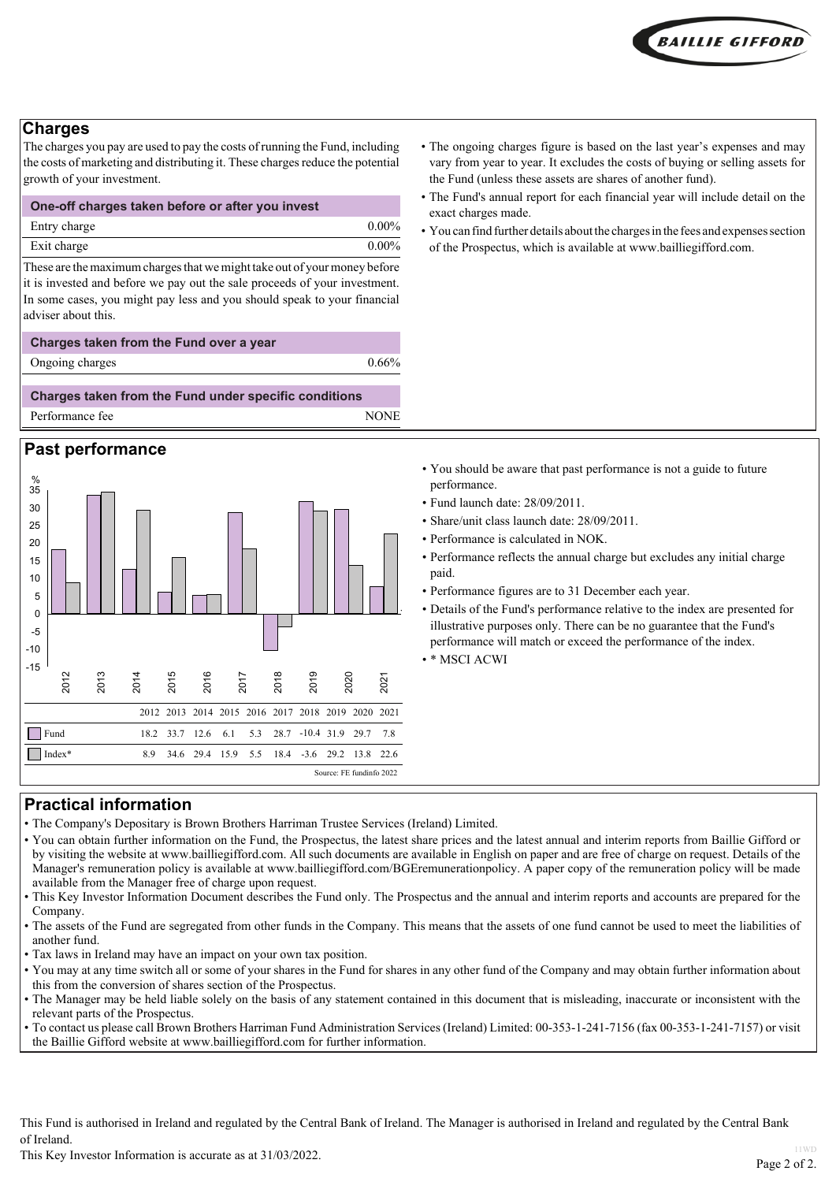## Charges

The charges you pay are used to pay the costs of running the Fund, including the costs of marketing and distributing it. These charges reduce the potential growth of your investment.

| One-off charges taken before or after you invest | |
|---|---|
| Entry charge | 0.00% |
| Exit charge | 0.00% |

These are the maximum charges that we might take out of your money before it is invested and before we pay out the sale proceeds of your investment. In some cases, you might pay less and you should speak to your financial adviser about this.

| Charges taken from the Fund over a year | |
|---|---|
| Ongoing charges | 0.66% |

| Charges taken from the Fund under specific conditions | |
|---|---|
| Performance fee | NONE |

- The ongoing charges figure is based on the last year's expenses and may vary from year to year. It excludes the costs of buying or selling assets for the Fund (unless these assets are shares of another fund).
- The Fund's annual report for each financial year will include detail on the exact charges made.
- You can find further details about the charges in the fees and expenses section of the Prospectus, which is available at www.bailliegifford.com.

## Past performance

%
35
30
25
20
15
10
5
0
-5
-10
-15

2012 2013 2014 2015 2016 2017 2018 2019 2020 2021

| | 2012 | 2013 | 2014 | 2015 | 2016 | 2017 | 2018 | 2019 | 2020 | 2021 |
|---|---|---|---|---|---|---|---|---|---|---|
| Fund | 18.2 | 33.7 | 12.6 | 6.1 | 5.3 | 28.7 | -10.4 | 31.9 | 29.7 | 7.8 |
| Index* | 8.9 | 34.6 | 29.4 | 15.9 | 5.5 | 18.4 | -3.6 | 29.2 | 13.8 | 22.6 |

Source: FE fundinfo 2022

- You should be aware that past performance is not a guide to future performance.
- Fund launch date: 28/09/2011.
- Share/unit class launch date: 28/09/2011.
- Performance is calculated in NOK.
- Performance reflects the annual charge but excludes any initial charge paid.
- Performance figures are to 31 December each year.
- Details of the Fund's performance relative to the index are presented for illustrative purposes only. There can be no guarantee that the Fund's performance will match or exceed the performance of the index.
- \* MSCI ACWI

## Practical information

- The Company's Depositary is Brown Brothers Harriman Trustee Services (Ireland) Limited.
- You can obtain further information on the Fund, the Prospectus, the latest share prices and the latest annual and interim reports from Baillie Gifford or by visiting the website at www.bailliegifford.com. All such documents are available in English on paper and are free of charge on request. Details of the Manager's remuneration policy is available at www.bailliegifford.com/BGEremunerationpolicy. A paper copy of the remuneration policy will be made available from the Manager free of charge upon request.
- This Key Investor Information Document describes the Fund only. The Prospectus and the annual and interim reports and accounts are prepared for the Company.
- The assets of the Fund are segregated from other funds in the Company. This means that the assets of one fund cannot be used to meet the liabilities of another fund.
- Tax laws in Ireland may have an impact on your own tax position.
- You may at any time switch all or some of your shares in the Fund for shares in any other fund of the Company and may obtain further information about this from the conversion of shares section of the Prospectus.
- The Manager may be held liable solely on the basis of any statement contained in this document that is misleading, inaccurate or inconsistent with the relevant parts of the Prospectus.
- To contact us please call Brown Brothers Harriman Fund Administration Services (Ireland) Limited: 00-353-1-241-7156 (fax 00-353-1-241-7157) or visit the Baillie Gifford website at www.bailliegifford.com for further information.

This Fund is authorised in Ireland and regulated by the Central Bank of Ireland. The Manager is authorised in Ireland and regulated by the Central Bank of Ireland.

This Key Investor Information is accurate as at 31/03/2022.